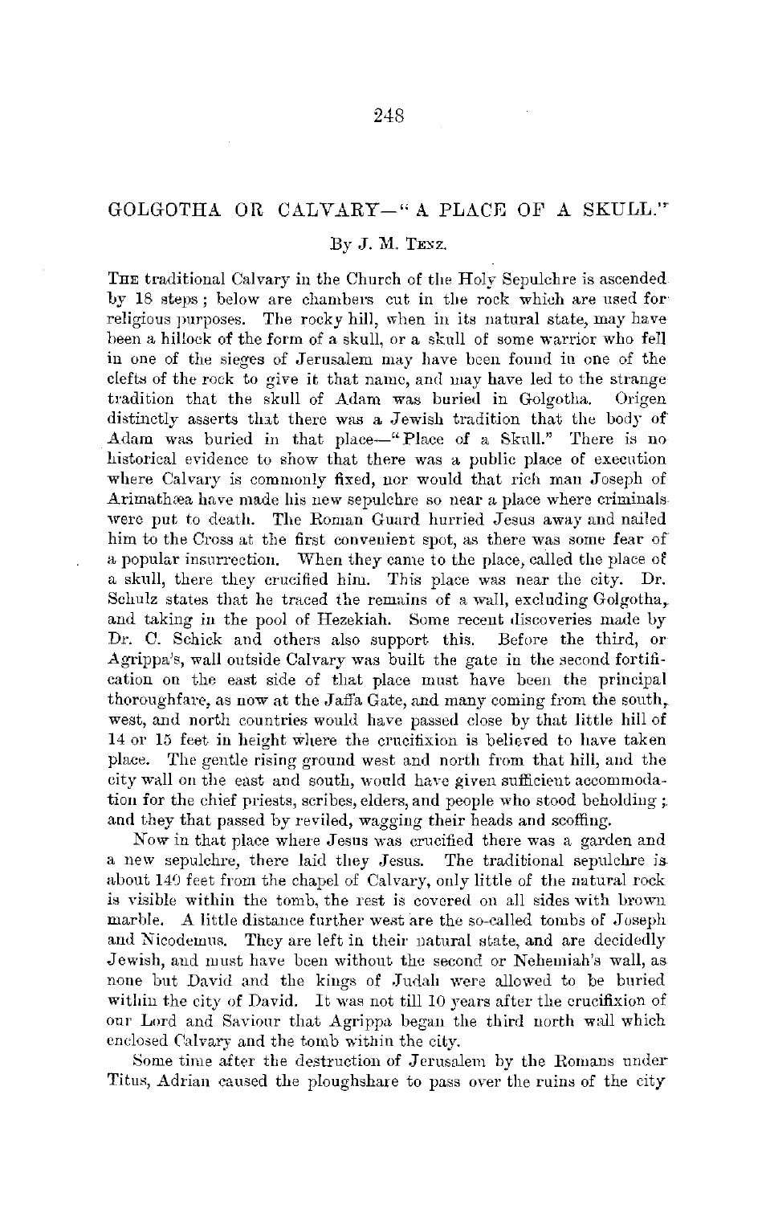# GOLGOTHA OR CALVARY—"A PLACE OF A SKULL."

By J. M. Tenz.

The traditional Calvary in the Church of the Holy Sepulchre is ascended by 18 steps; below are chambers cut in the rock which are used for religious purposes. The rocky hill, when in its natural state, may have been a hillock of the form of a skull, or a skull of some warrior who fell in one of the sieges of Jerusalem may have been found in one of the clefts of the rock to give it that name, and may have led to the strange tradition that the skull of Adam was buried in Golgotha. Origen distinctly asserts that there was a Jewish tradition that the body of Adam was buried in that place—"Place of a Skull." There is no historical evidence to show that there was a public place of execution where Calvary is commonly fixed, nor would that rich man Joseph of Arimathæa have made his new sepulchre so near a place where criminals were put to death. The Roman Guard hurried Jesus away and nailed him to the Cross at the first convenient spot, as there was some fear of a popular insurrection. When they came to the place, called the place of a skull, there they crucified him. This place was near the city. Dr. Schulz states that he traced the remains of a wall, excluding Golgotha, and taking in the pool of Hezekiah. Some recent discoveries made by Dr. C. Schick and others also support this. Before the third, or Agrippa's, wall outside Calvary was built the gate in the second fortification on the east side of that place must have been the principal thoroughfare, as now at the Jaffa Gate, and many coming from the south, west, and north countries would have passed close by that little hill of 14 or 15 feet in height where the crucifixion is believed to have taken place. The gentle rising ground west and north from that hill, and the city wall on the east and south, would have given sufficient accommodation for the chief priests, scribes, elders, and people who stood beholding; and they that passed by reviled, wagging their heads and scoffing.

Now in that place where Jesus was crucified there was a garden and a new sepulchre, there laid they Jesus. The traditional sepulchre is about 140 feet from the chapel of Calvary, only little of the natural rock is visible within the tomb, the rest is covered on all sides with brown marble. A little distance further west are the so-called tombs of Joseph and Nicodemus. They are left in their natural state, and are decidedly Jewish, and must have been without the second or Nehemiah's wall, as none but David and the kings of Judah were allowed to be buried within the city of David. It was not till 10 years after the crucifixion of our Lord and Saviour that Agrippa began the third north wall which enclosed Calvary and the tomb within the city.

Some time after the destruction of Jerusalem by the Romans under Titus, Adrian caused the ploughshare to pass over the ruins of the city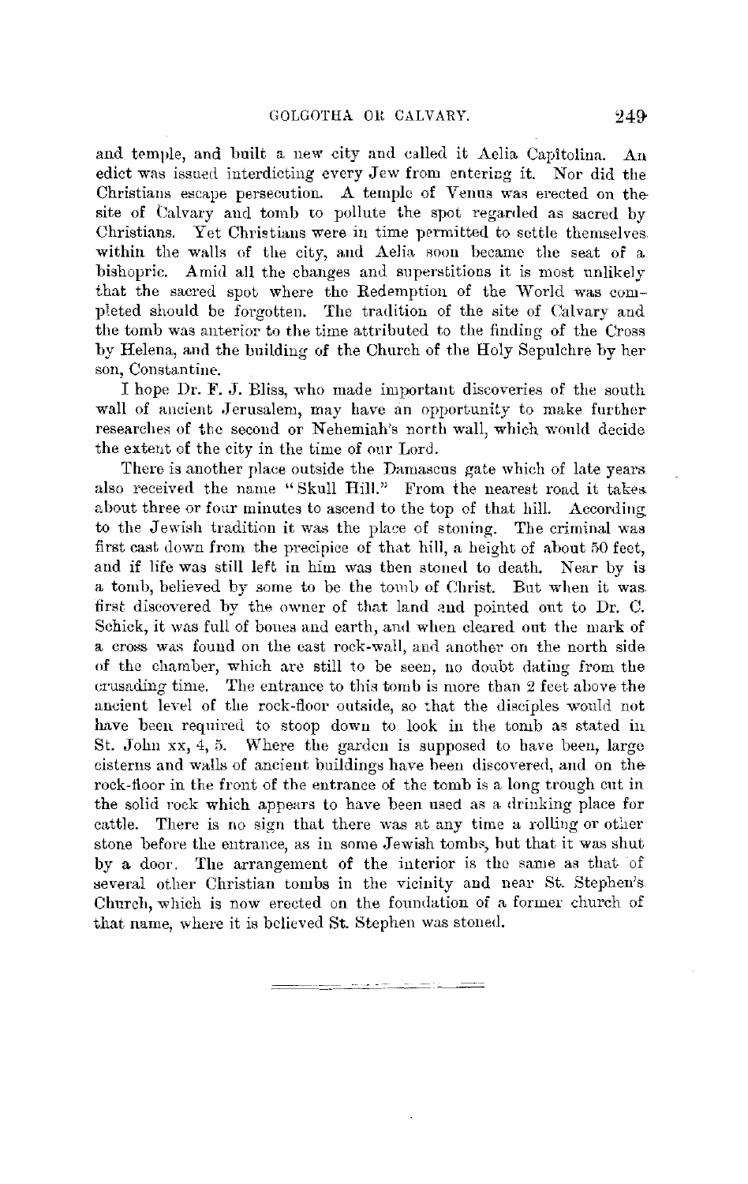and temple, and built a new city and called it Aelia Capitolina. An edict was issued interdicting every Jew from entering it. Nor did the Christians escape persecution. A temple of Venus was erected on the site of Calvary and tomb to pollute the spot regarded as sacred by Christians. Yet Christians were in time permitted to settle themselves within the walls of the city, and Aelia soon became the seat of a bishopric. Amid all the changes and superstitions it is most unlikely that the sacred spot where the Redemption of the World was completed should be forgotten. The tradition of the site of Calvary and the tomb was anterior to the time attributed to the finding of the Cross by Helena, and the building of the Church of the Holy Sepulchre by her son, Constantine.

I hope Dr. F. J. Bliss, who made important discoveries of the south wall of ancient Jerusalem, may have an opportunity to make further researches of the second or Nehemiah's north wall, which would decide the extent of the city in the time of our Lord.

There is another place outside the Damascus gate which of late years also received the name "Skull Hill." From the nearest road it takes about three or four minutes to ascend to the top of that hill. According to the Jewish tradition it was the place of stoning. The criminal was first cast down from the precipice of that hill, a height of about 50 feet, and if life was still left in him was then stoned to death. Near by is a tomb, believed by some to be the tomb of Christ. But when it was first discovered by the owner of that land and pointed out to Dr. C. Schick, it was full of bones and earth, and when cleared out the mark of a cross was found on the east rock-wall, and another on the north side of the chamber, which are still to be seen, no doubt dating from the crusading time. The entrance to this tomb is more than 2 feet above the ancient level of the rock-floor outside, so that the disciples would not have been required to stoop down to look in the tomb as stated in St. John xx, 4, 5. Where the garden is supposed to have been, large cisterns and walls of ancient buildings have been discovered, and on the rock-floor in the front of the entrance of the tomb is a long trough cut in the solid rock which appears to have been used as a drinking place for cattle. There is no sign that there was at any time a rolling or other stone before the entrance, as in some Jewish tombs, but that it was shut by a door. The arrangement of the interior is the same as that of several other Christian tombs in the vicinity and near St. Stephen's Church, which is now erected on the foundation of a former church of that name, where it is believed St. Stephen was stoned.